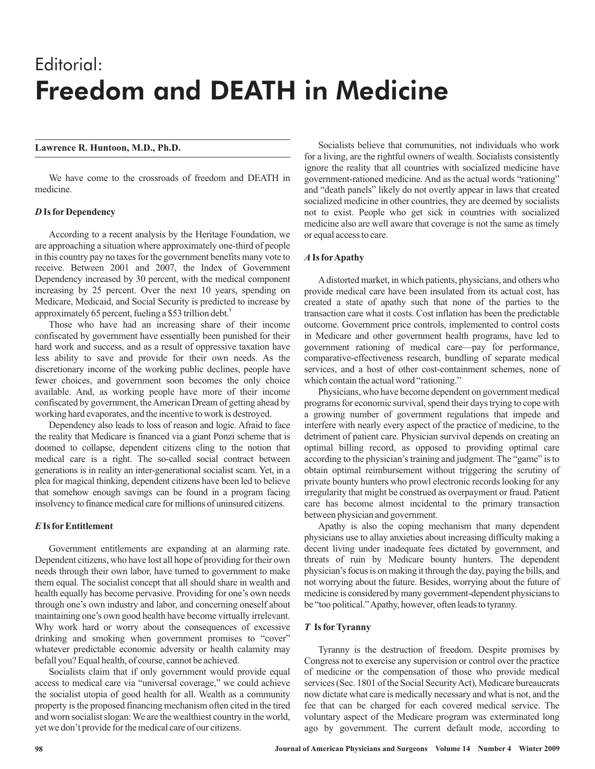# Editorial:
# Freedom and DEATH in Medicine

**Lawrence R. Huntoon, M.D., Ph.D.**

We have come to the crossroads of freedom and DEATH in medicine.

### *D* Is for Dependency

According to a recent analysis by the Heritage Foundation, we are approaching a situation where approximately one-third of people in this country pay no taxes for the government benefits many vote to receive. Between 2001 and 2007, the Index of Government Dependency increased by 30 percent, with the medical component increasing by 25 percent. Over the next 10 years, spending on Medicare, Medicaid, and Social Security is predicted to increase by approximately 65 percent, fueling a $53 trillion debt.[1]

Those who have had an increasing share of their income confiscated by government have essentially been punished for their hard work and success, and as a result of oppressive taxation have less ability to save and provide for their own needs. As the discretionary income of the working public declines, people have fewer choices, and government soon becomes the only choice available. And, as working people have more of their income confiscated by government, the American Dream of getting ahead by working hard evaporates, and the incentive to work is destroyed.

Dependency also leads to loss of reason and logic. Afraid to face the reality that Medicare is financed via a giant Ponzi scheme that is doomed to collapse, dependent citizens cling to the notion that medical care is a right. The so-called social contract between generations is in reality an inter-generational socialist scam. Yet, in a plea for magical thinking, dependent citizens have been led to believe that somehow enough savings can be found in a program facing insolvency to finance medical care for millions of uninsured citizens.

### *E* Is for Entitlement

Government entitlements are expanding at an alarming rate. Dependent citizens, who have lost all hope of providing for their own needs through their own labor, have turned to government to make them equal. The socialist concept that all should share in wealth and health equally has become pervasive. Providing for one's own needs through one's own industry and labor, and concerning oneself about maintaining one's own good health have become virtually irrelevant. Why work hard or worry about the consequences of excessive drinking and smoking when government promises to "cover" whatever predictable economic adversity or health calamity may befall you? Equal health, of course, cannot be achieved.

Socialists claim that if only government would provide equal access to medical care via "universal coverage," we could achieve the socialist utopia of good health for all. Wealth as a community property is the proposed financing mechanism often cited in the tired and worn socialist slogan: We are the wealthiest country in the world, yet we don't provide for the medical care of our citizens.

Socialists believe that communities, not individuals who work for a living, are the rightful owners of wealth. Socialists consistently ignore the reality that all countries with socialized medicine have government-rationed medicine. And as the actual words "rationing" and "death panels" likely do not overtly appear in laws that created socialized medicine in other countries, they are deemed by socialists not to exist. People who get sick in countries with socialized medicine also are well aware that coverage is not the same as timely or equal access to care.

### *A* Is for Apathy

A distorted market, in which patients, physicians, and others who provide medical care have been insulated from its actual cost, has created a state of apathy such that none of the parties to the transaction care what it costs. Cost inflation has been the predictable outcome. Government price controls, implemented to control costs in Medicare and other government health programs, have led to government rationing of medical care—pay for performance, comparative-effectiveness research, bundling of separate medical services, and a host of other cost-containment schemes, none of which contain the actual word "rationing."

Physicians, who have become dependent on government medical programs for economic survival, spend their days trying to cope with a growing number of government regulations that impede and interfere with nearly every aspect of the practice of medicine, to the detriment of patient care. Physician survival depends on creating an optimal billing record, as opposed to providing optimal care according to the physician's training and judgment. The "game" is to obtain optimal reimbursement without triggering the scrutiny of private bounty hunters who prowl electronic records looking for any irregularity that might be construed as overpayment or fraud. Patient care has become almost incidental to the primary transaction between physician and government.

Apathy is also the coping mechanism that many dependent physicians use to allay anxieties about increasing difficulty making a decent living under inadequate fees dictated by government, and threats of ruin by Medicare bounty hunters. The dependent physician's focus is on making it through the day, paying the bills, and not worrying about the future. Besides, worrying about the future of medicine is considered by many government-dependent physicians to be "too political." Apathy, however, often leads to tyranny.

### *T* Is for Tyranny

Tyranny is the destruction of freedom. Despite promises by Congress not to exercise any supervision or control over the practice of medicine or the compensation of those who provide medical services (Sec. 1801 of the Social Security Act), Medicare bureaucrats now dictate what care is medically necessary and what is not, and the fee that can be charged for each covered medical service. The voluntary aspect of the Medicare program was exterminated long ago by government. The current default mode, according to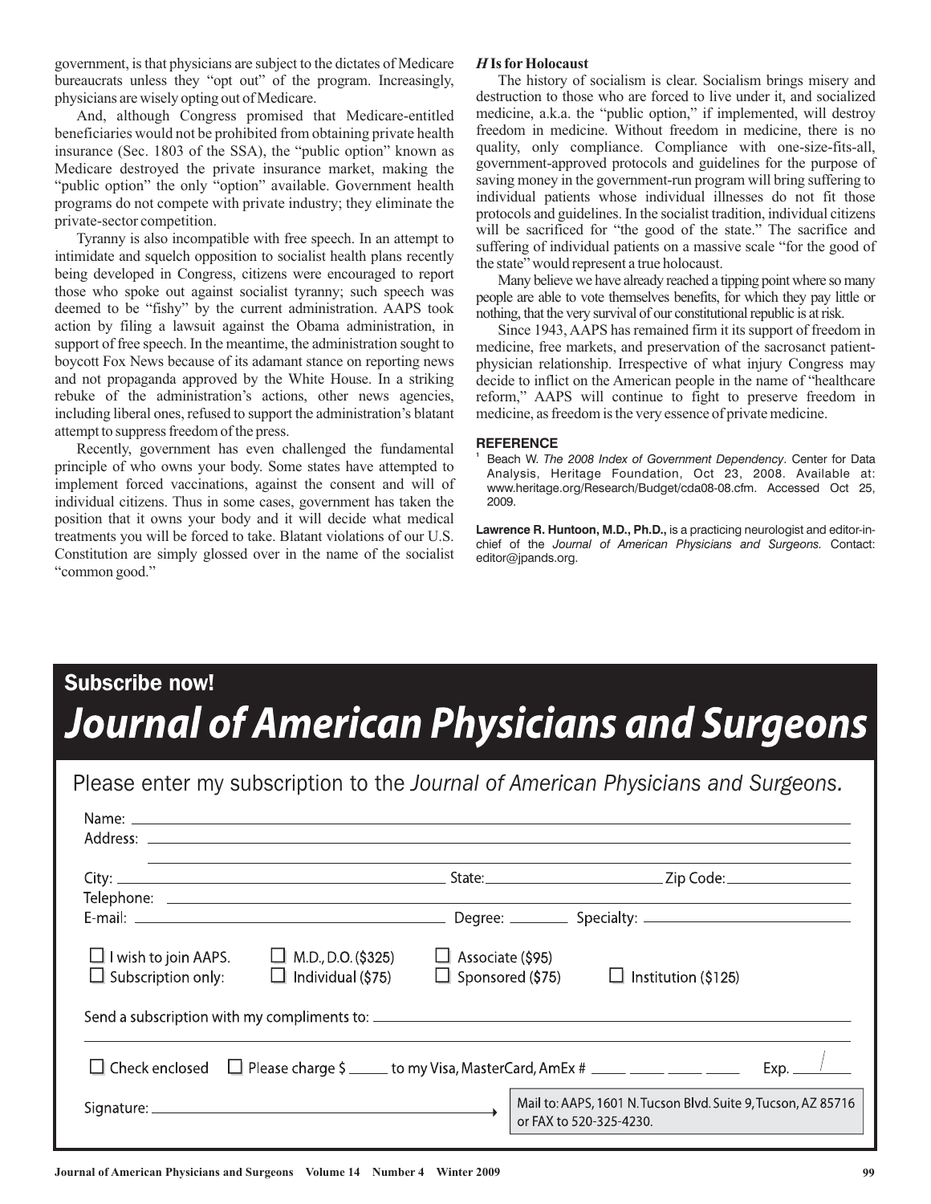government, is that physicians are subject to the dictates of Medicare bureaucrats unless they "opt out" of the program. Increasingly, physicians are wisely opting out of Medicare.

And, although Congress promised that Medicare-entitled beneficiaries would not be prohibited from obtaining private health insurance (Sec. 1803 of the SSA), the "public option" known as Medicare destroyed the private insurance market, making the "public option" the only "option" available. Government health programs do not compete with private industry; they eliminate the private-sector competition.

Tyranny is also incompatible with free speech. In an attempt to intimidate and squelch opposition to socialist health plans recently being developed in Congress, citizens were encouraged to report those who spoke out against socialist tyranny; such speech was deemed to be "fishy" by the current administration. AAPS took action by filing a lawsuit against the Obama administration, in support of free speech. In the meantime, the administration sought to boycott Fox News because of its adamant stance on reporting news and not propaganda approved by the White House. In a striking rebuke of the administration's actions, other news agencies, including liberal ones, refused to support the administration's blatant attempt to suppress freedom of the press.

Recently, government has even challenged the fundamental principle of who owns your body. Some states have attempted to implement forced vaccinations, against the consent and will of individual citizens. Thus in some cases, government has taken the position that it owns your body and it will decide what medical treatments you will be forced to take. Blatant violations of our U.S. Constitution are simply glossed over in the name of the socialist "common good."

### *H* Is for Holocaust

The history of socialism is clear. Socialism brings misery and destruction to those who are forced to live under it, and socialized medicine, a.k.a. the "public option," if implemented, will destroy freedom in medicine. Without freedom in medicine, there is no quality, only compliance. Compliance with one-size-fits-all, government-approved protocols and guidelines for the purpose of saving money in the government-run program will bring suffering to individual patients whose individual illnesses do not fit those protocols and guidelines. In the socialist tradition, individual citizens will be sacrificed for "the good of the state." The sacrifice and suffering of individual patients on a massive scale "for the good of the state" would represent a true holocaust.

Many believe we have already reached a tipping point where so many people are able to vote themselves benefits, for which they pay little or nothing, that the very survival of our constitutional republic is at risk.

Since 1943, AAPS has remained firm it its support of freedom in medicine, free markets, and preservation of the sacrosanct patient-physician relationship. Irrespective of what injury Congress may decide to inflict on the American people in the name of "healthcare reform," AAPS will continue to fight to preserve freedom in medicine, as freedom is the very essence of private medicine.

### REFERENCE

[1] Beach W. *The 2008 Index of Government Dependency*. Center for Data Analysis, Heritage Foundation, Oct 23, 2008. Available at: www.heritage.org/Research/Budget/cda08-08.cfm. Accessed Oct 25, 2009.

**Lawrence R. Huntoon, M.D., Ph.D.,** is a practicing neurologist and editor-in-chief of the *Journal of American Physicians and Surgeons.* Contact: editor@jpands.org.

---

## Subscribe now!

# *Journal of American Physicians and Surgeons*

Please enter my subscription to the *Journal of American Physicians and Surgeons.*

Name: ______________________________

Address: ______________________________

City: ____________ State: ____________ Zip Code: ____________

Telephone: ______________________________

E-mail: ____________ Degree: ________ Specialty: ____________

☐ I wish to join AAPS. ☐ M.D., D.O. ($325) ☐ Associate ($95)

☐ Subscription only: ☐ Individual ($75) ☐ Sponsored ($75) ☐ Institution ($125)

Send a subscription with my compliments to: ______________________________

☐ Check enclosed ☐ Please charge $ _____ to my Visa, MasterCard, AmEx # ____ ____ ____ ____ Exp. ____/____

Signature: ______________________________

Mail to: AAPS, 1601 N. Tucson Blvd. Suite 9, Tucson, AZ 85716 or FAX to 520-325-4230.